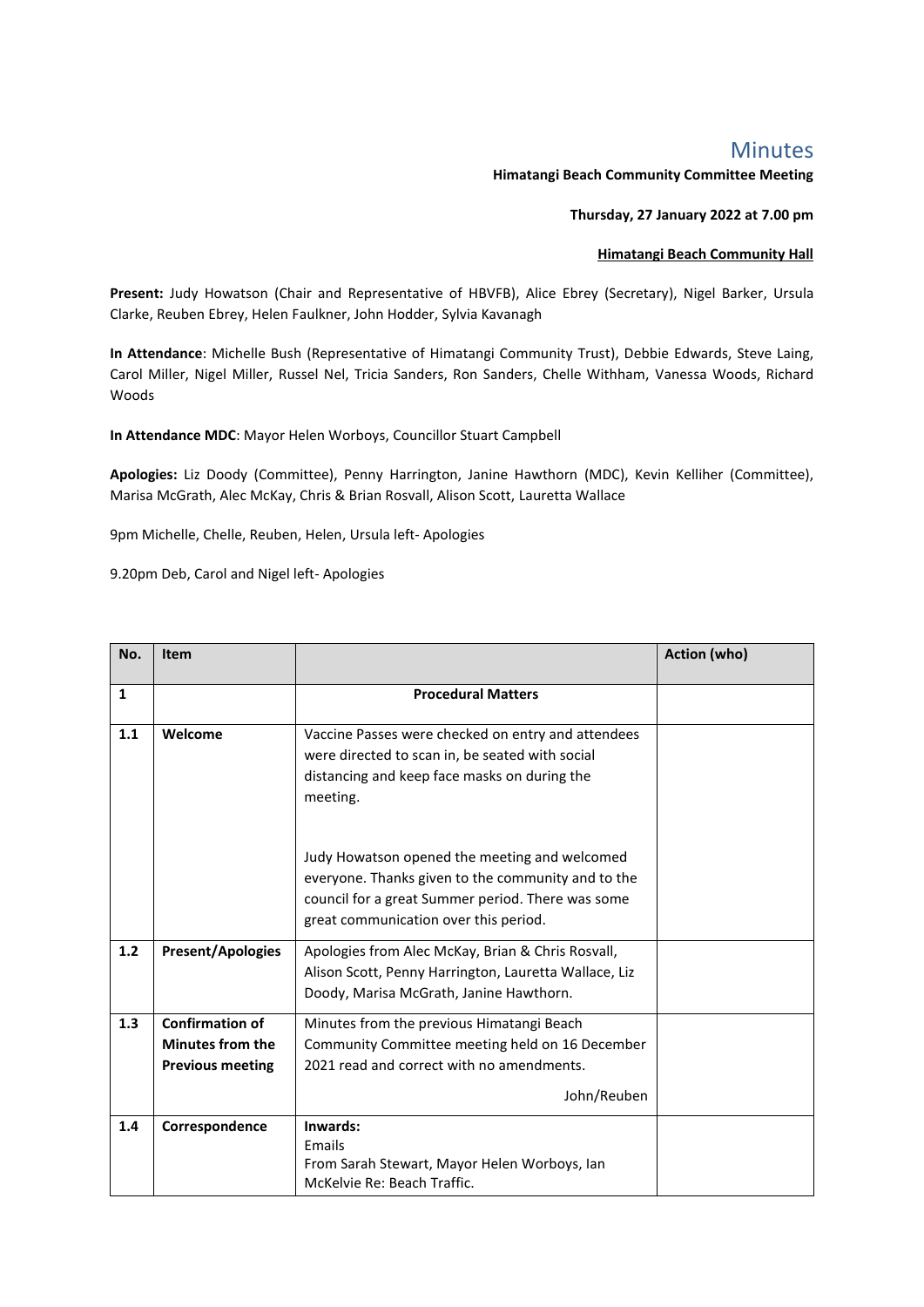# Minutes

**Himatangi Beach Community Committee Meeting**

**Thursday, 27 January 2022 at 7.00 pm**

**Himatangi Beach Community Hall**

**Present:** Judy Howatson (Chair and Representative of HBVFB), Alice Ebrey (Secretary), Nigel Barker, Ursula Clarke, Reuben Ebrey, Helen Faulkner, John Hodder, Sylvia Kavanagh

**In Attendance**: Michelle Bush (Representative of Himatangi Community Trust), Debbie Edwards, Steve Laing, Carol Miller, Nigel Miller, Russel Nel, Tricia Sanders, Ron Sanders, Chelle Withham, Vanessa Woods, Richard Woods

**In Attendance MDC**: Mayor Helen Worboys, Councillor Stuart Campbell

**Apologies:** Liz Doody (Committee), Penny Harrington, Janine Hawthorn (MDC), Kevin Kelliher (Committee), Marisa McGrath, Alec McKay, Chris & Brian Rosvall, Alison Scott, Lauretta Wallace

9pm Michelle, Chelle, Reuben, Helen, Ursula left- Apologies

9.20pm Deb, Carol and Nigel left- Apologies

| No. | Item | | Action (who) |
|---|---|---|---|
| **1** | | **Procedural Matters** | |
| **1.1** | **Welcome** | Vaccine Passes were checked on entry and attendees were directed to scan in, be seated with social distancing and keep face masks on during the meeting.<br><br>Judy Howatson opened the meeting and welcomed everyone. Thanks given to the community and to the council for a great Summer period. There was some great communication over this period. | |
| **1.2** | **Present/Apologies** | Apologies from Alec McKay, Brian & Chris Rosvall, Alison Scott, Penny Harrington, Lauretta Wallace, Liz Doody, Marisa McGrath, Janine Hawthorn. | |
| **1.3** | **Confirmation of Minutes from the Previous meeting** | Minutes from the previous Himatangi Beach Community Committee meeting held on 16 December 2021 read and correct with no amendments.<br><br>John/Reuben | |
| **1.4** | **Correspondence** | **Inwards:**<br>Emails<br>From Sarah Stewart, Mayor Helen Worboys, Ian McKelvie Re: Beach Traffic. | |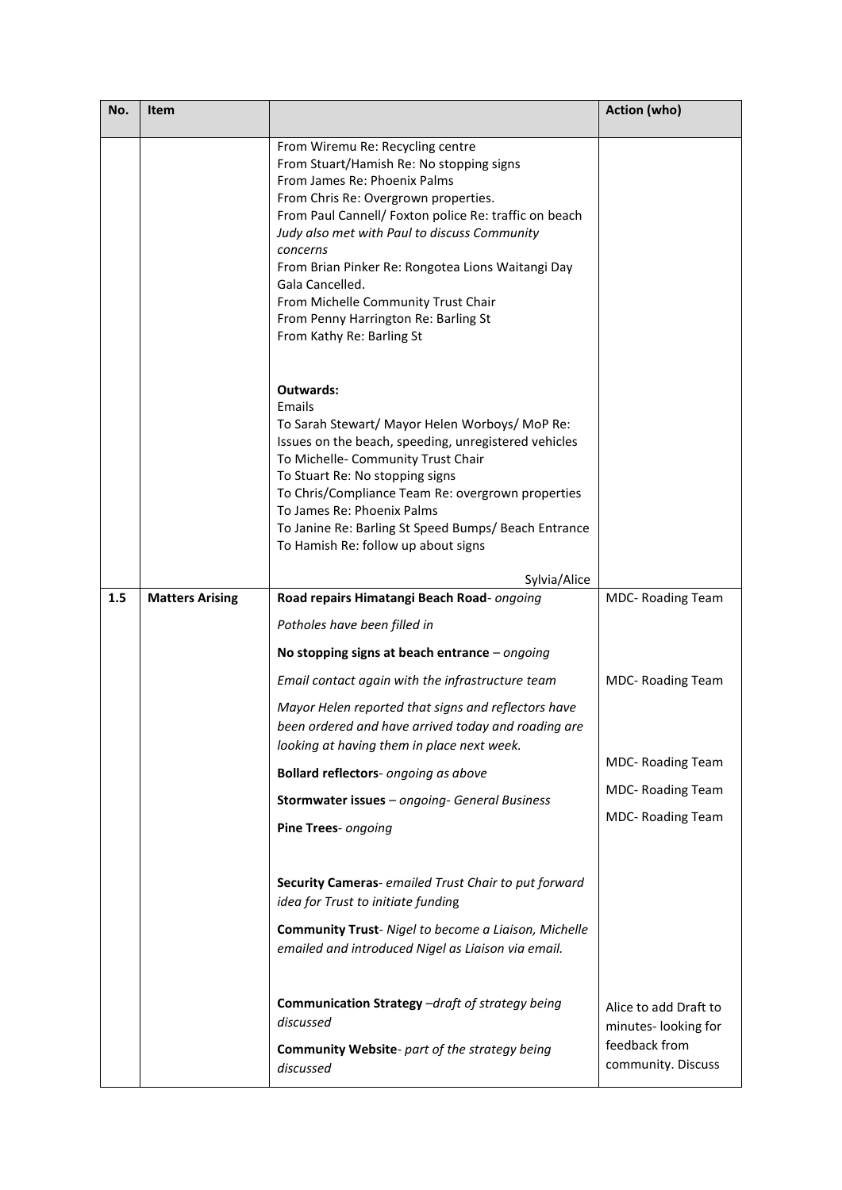| No. | Item | | Action (who) |
|---|---|---|---|
| | | From Wiremu Re: Recycling centre<br>From Stuart/Hamish Re: No stopping signs<br>From James Re: Phoenix Palms<br>From Chris Re: Overgrown properties.<br>From Paul Cannell/ Foxton police Re: traffic on beach<br>*Judy also met with Paul to discuss Community concerns*<br>From Brian Pinker Re: Rongotea Lions Waitangi Day Gala Cancelled.<br>From Michelle Community Trust Chair<br>From Penny Harrington Re: Barling St<br>From Kathy Re: Barling St<br><br>**Outwards:**<br>Emails<br>To Sarah Stewart/ Mayor Helen Worboys/ MoP Re: Issues on the beach, speeding, unregistered vehicles<br>To Michelle- Community Trust Chair<br>To Stuart Re: No stopping signs<br>To Chris/Compliance Team Re: overgrown properties<br>To James Re: Phoenix Palms<br>To Janine Re: Barling St Speed Bumps/ Beach Entrance<br>To Hamish Re: follow up about signs<br><br>Sylvia/Alice | |
| 1.5 | **Matters Arising** | **Road repairs Himatangi Beach Road**- *ongoing*<br>*Potholes have been filled in* | MDC- Roading Team |
| | | **No stopping signs at beach entrance** – *ongoing*<br>*Email contact again with the infrastructure team*<br>*Mayor Helen reported that signs and reflectors have been ordered and have arrived today and roading are looking at having them in place next week.* | MDC- Roading Team |
| | | **Bollard reflectors**- *ongoing as above* | MDC- Roading Team |
| | | **Stormwater issues** – *ongoing- General Business* | MDC- Roading Team |
| | | **Pine Trees**- *ongoing* | MDC- Roading Team |
| | | **Security Cameras**- *emailed Trust Chair to put forward idea for Trust to initiate funding* | |
| | | **Community Trust**- *Nigel to become a Liaison, Michelle emailed and introduced Nigel as Liaison via email.* | |
| | | **Communication Strategy** –*draft of strategy being discussed*<br>**Community Website**- *part of the strategy being discussed* | Alice to add Draft to minutes- looking for feedback from community. Discuss |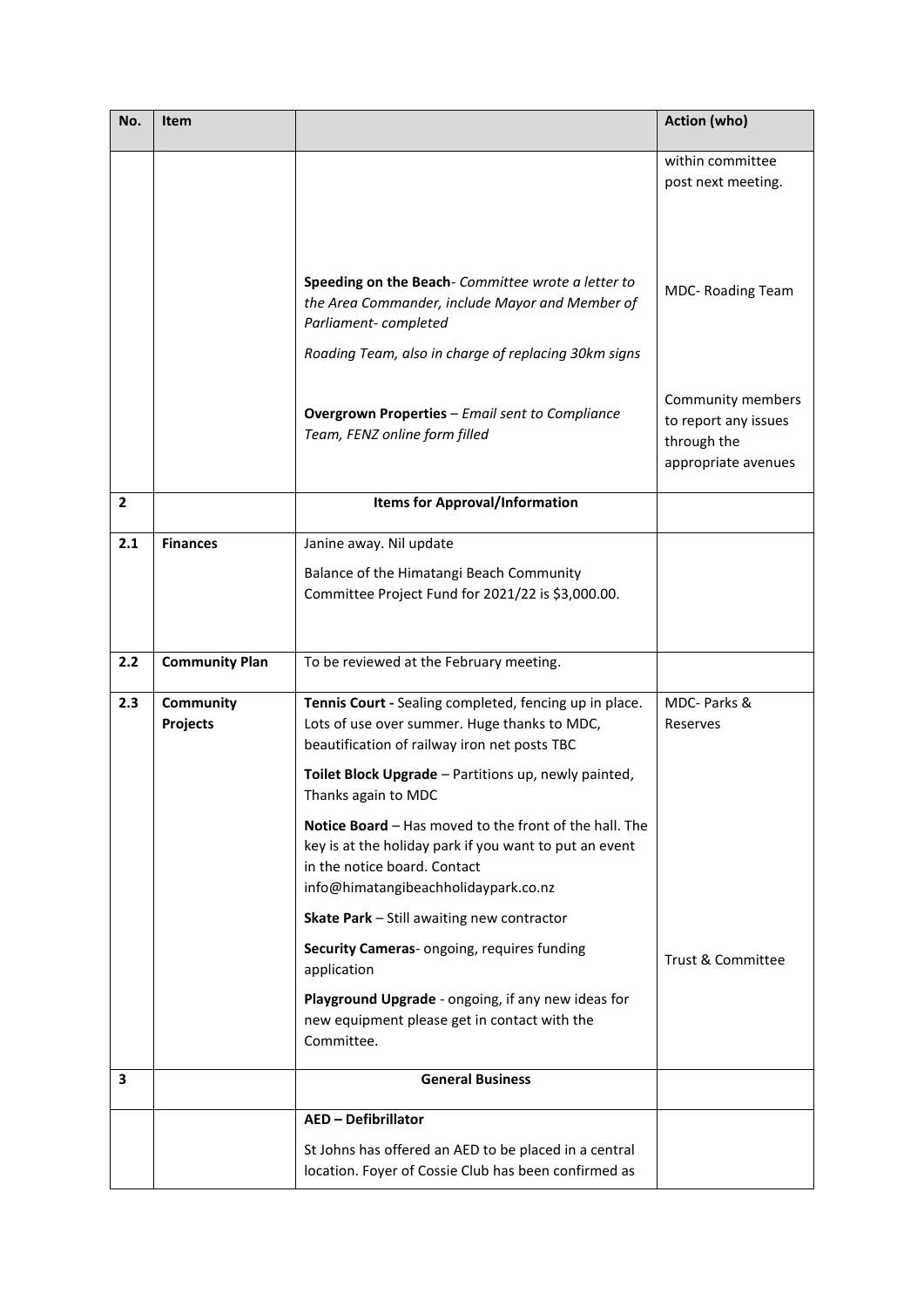| No. | Item | | Action (who) |
|---|---|---|---|
| | | | within committee post next meeting. |
| | | **Speeding on the Beach**- *Committee wrote a letter to the Area Commander, include Mayor and Member of Parliament- completed*<br><br>*Roading Team, also in charge of replacing 30km signs* | MDC- Roading Team |
| | | **Overgrown Properties** – *Email sent to Compliance Team, FENZ online form filled* | Community members to report any issues through the appropriate avenues |
| **2** | | **Items for Approval/Information** | |
| **2.1** | **Finances** | Janine away. Nil update<br><br>Balance of the Himatangi Beach Community Committee Project Fund for 2021/22 is $3,000.00. | |
| **2.2** | **Community Plan** | To be reviewed at the February meeting. | |
| **2.3** | **Community Projects** | **Tennis Court -** Sealing completed, fencing up in place. Lots of use over summer. Huge thanks to MDC, beautification of railway iron net posts TBC<br><br>**Toilet Block Upgrade** – Partitions up, newly painted, Thanks again to MDC<br><br>**Notice Board** – Has moved to the front of the hall. The key is at the holiday park if you want to put an event in the notice board. Contact info@himatangibeachholidaypark.co.nz<br><br>**Skate Park** – Still awaiting new contractor<br><br>**Security Cameras**- ongoing, requires funding application<br><br>**Playground Upgrade** - ongoing, if any new ideas for new equipment please get in contact with the Committee. | MDC- Parks & Reserves<br><br>Trust & Committee |
| **3** | | **General Business** | |
| | | **AED – Defibrillator**<br><br>St Johns has offered an AED to be placed in a central location. Foyer of Cossie Club has been confirmed as | |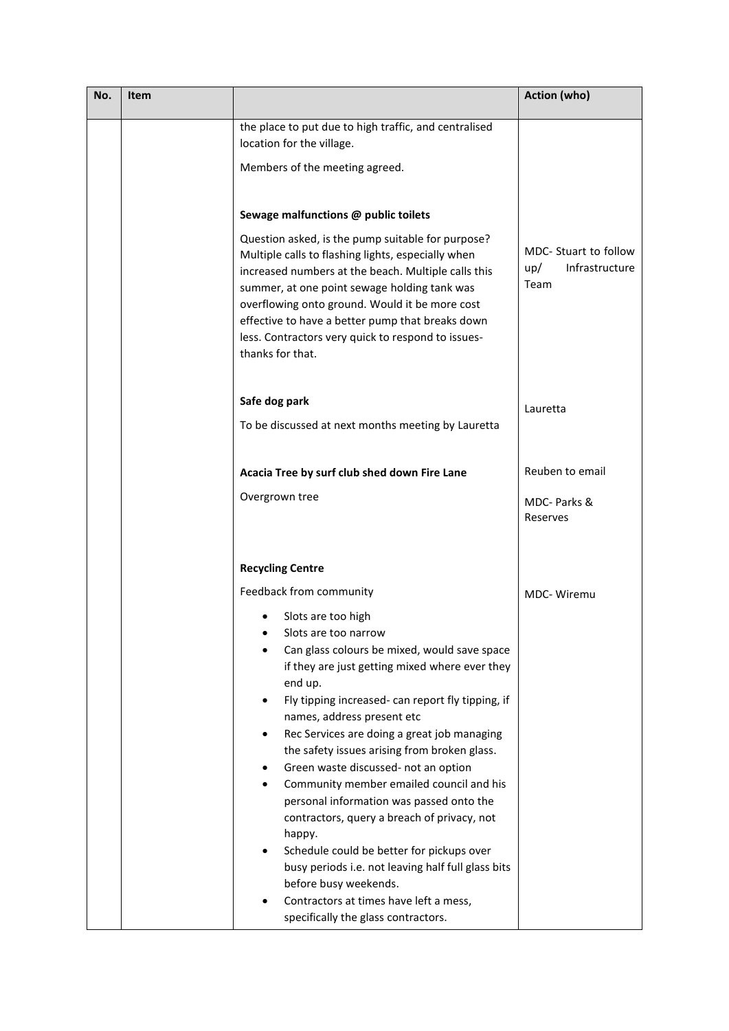| No. | Item | | Action (who) |
|---|---|---|---|
| | | the place to put due to high traffic, and centralised location for the village.<br><br>Members of the meeting agreed. | |
| | | **Sewage malfunctions @ public toilets**<br><br>Question asked, is the pump suitable for purpose? Multiple calls to flashing lights, especially when increased numbers at the beach. Multiple calls this summer, at one point sewage holding tank was overflowing onto ground. Would it be more cost effective to have a better pump that breaks down less. Contractors very quick to respond to issues- thanks for that. | MDC- Stuart to follow up/ Infrastructure Team |
| | | **Safe dog park**<br><br>To be discussed at next months meeting by Lauretta | Lauretta |
| | | **Acacia Tree by surf club shed down Fire Lane**<br><br>Overgrown tree | Reuben to email<br><br>MDC- Parks & Reserves |
| | | **Recycling Centre**<br><br>Feedback from community<br><br>• Slots are too high<br>• Slots are too narrow<br>• Can glass colours be mixed, would save space if they are just getting mixed where ever they end up.<br>• Fly tipping increased- can report fly tipping, if names, address present etc<br>• Rec Services are doing a great job managing the safety issues arising from broken glass.<br>• Green waste discussed- not an option<br>• Community member emailed council and his personal information was passed onto the contractors, query a breach of privacy, not happy.<br>• Schedule could be better for pickups over busy periods i.e. not leaving half full glass bits before busy weekends.<br>• Contractors at times have left a mess, specifically the glass contractors. | MDC- Wiremu |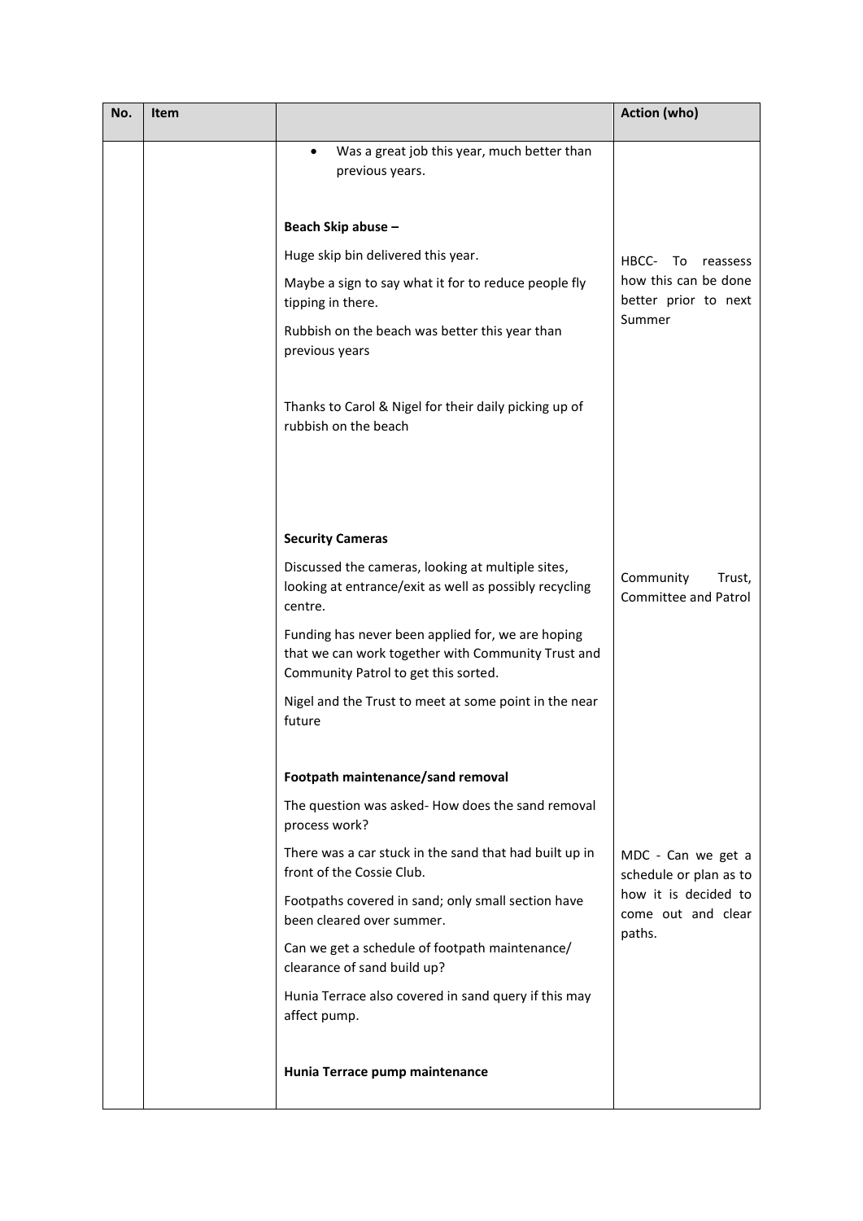| No. | Item | | Action (who) |
|---|---|---|---|
| | | • Was a great job this year, much better than previous years.<br><br>**Beach Skip abuse –**<br><br>Huge skip bin delivered this year.<br><br>Maybe a sign to say what it for to reduce people fly tipping in there.<br><br>Rubbish on the beach was better this year than previous years<br><br>Thanks to Carol & Nigel for their daily picking up of rubbish on the beach | HBCC- To reassess how this can be done better prior to next Summer |
| | | **Security Cameras**<br><br>Discussed the cameras, looking at multiple sites, looking at entrance/exit as well as possibly recycling centre.<br><br>Funding has never been applied for, we are hoping that we can work together with Community Trust and Community Patrol to get this sorted.<br><br>Nigel and the Trust to meet at some point in the near future | Community Trust, Committee and Patrol |
| | | **Footpath maintenance/sand removal**<br><br>The question was asked- How does the sand removal process work?<br><br>There was a car stuck in the sand that had built up in front of the Cossie Club.<br><br>Footpaths covered in sand; only small section have been cleared over summer.<br><br>Can we get a schedule of footpath maintenance/ clearance of sand build up?<br><br>Hunia Terrace also covered in sand query if this may affect pump. | MDC - Can we get a schedule or plan as to how it is decided to come out and clear paths. |
| | | **Hunia Terrace pump maintenance** | |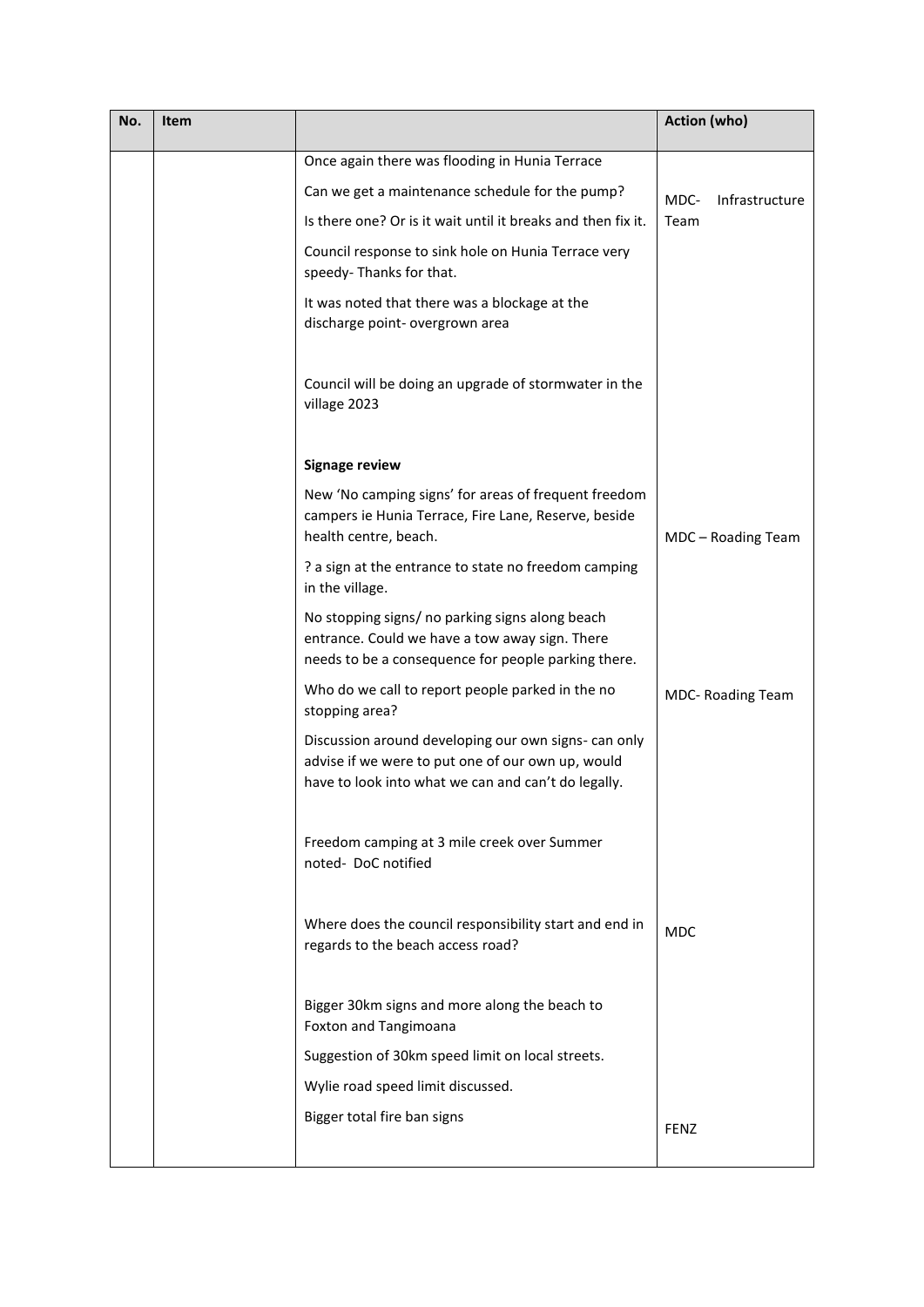| No. | Item | | Action (who) |
|---|---|---|---|
| | | Once again there was flooding in Hunia Terrace<br><br>Can we get a maintenance schedule for the pump?<br><br>Is there one? Or is it wait until it breaks and then fix it.<br><br>Council response to sink hole on Hunia Terrace very speedy- Thanks for that.<br><br>It was noted that there was a blockage at the discharge point- overgrown area<br><br>Council will be doing an upgrade of stormwater in the village 2023 | MDC- Infrastructure Team |
| | | **Signage review**<br><br>New 'No camping signs' for areas of frequent freedom campers ie Hunia Terrace, Fire Lane, Reserve, beside health centre, beach.<br><br>? a sign at the entrance to state no freedom camping in the village. | MDC – Roading Team |
| | | No stopping signs/ no parking signs along beach entrance. Could we have a tow away sign. There needs to be a consequence for people parking there.<br><br>Who do we call to report people parked in the no stopping area?<br><br>Discussion around developing our own signs- can only advise if we were to put one of our own up, would have to look into what we can and can't do legally. | MDC- Roading Team |
| | | Freedom camping at 3 mile creek over Summer noted- DoC notified | |
| | | Where does the council responsibility start and end in regards to the beach access road? | MDC |
| | | Bigger 30km signs and more along the beach to Foxton and Tangimoana<br><br>Suggestion of 30km speed limit on local streets.<br><br>Wylie road speed limit discussed. | |
| | | Bigger total fire ban signs | FENZ |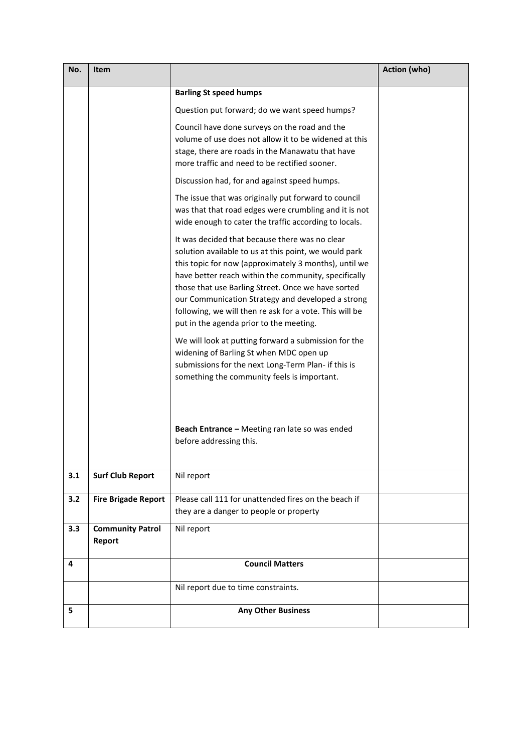| No. | Item | | Action (who) |
|---|---|---|---|
| | | **Barling St speed humps**<br><br>Question put forward; do we want speed humps?<br><br>Council have done surveys on the road and the volume of use does not allow it to be widened at this stage, there are roads in the Manawatu that have more traffic and need to be rectified sooner.<br><br>Discussion had, for and against speed humps.<br><br>The issue that was originally put forward to council was that that road edges were crumbling and it is not wide enough to cater the traffic according to locals.<br><br>It was decided that because there was no clear solution available to us at this point, we would park this topic for now (approximately 3 months), until we have better reach within the community, specifically those that use Barling Street. Once we have sorted our Communication Strategy and developed a strong following, we will then re ask for a vote. This will be put in the agenda prior to the meeting.<br><br>We will look at putting forward a submission for the widening of Barling St when MDC open up submissions for the next Long-Term Plan- if this is something the community feels is important.<br><br>**Beach Entrance –** Meeting ran late so was ended before addressing this. | |
| 3.1 | **Surf Club Report** | Nil report | |
| 3.2 | **Fire Brigade Report** | Please call 111 for unattended fires on the beach if they are a danger to people or property | |
| 3.3 | **Community Patrol Report** | Nil report | |
| 4 | | **Council Matters** | |
| | | Nil report due to time constraints. | |
| 5 | | **Any Other Business** | |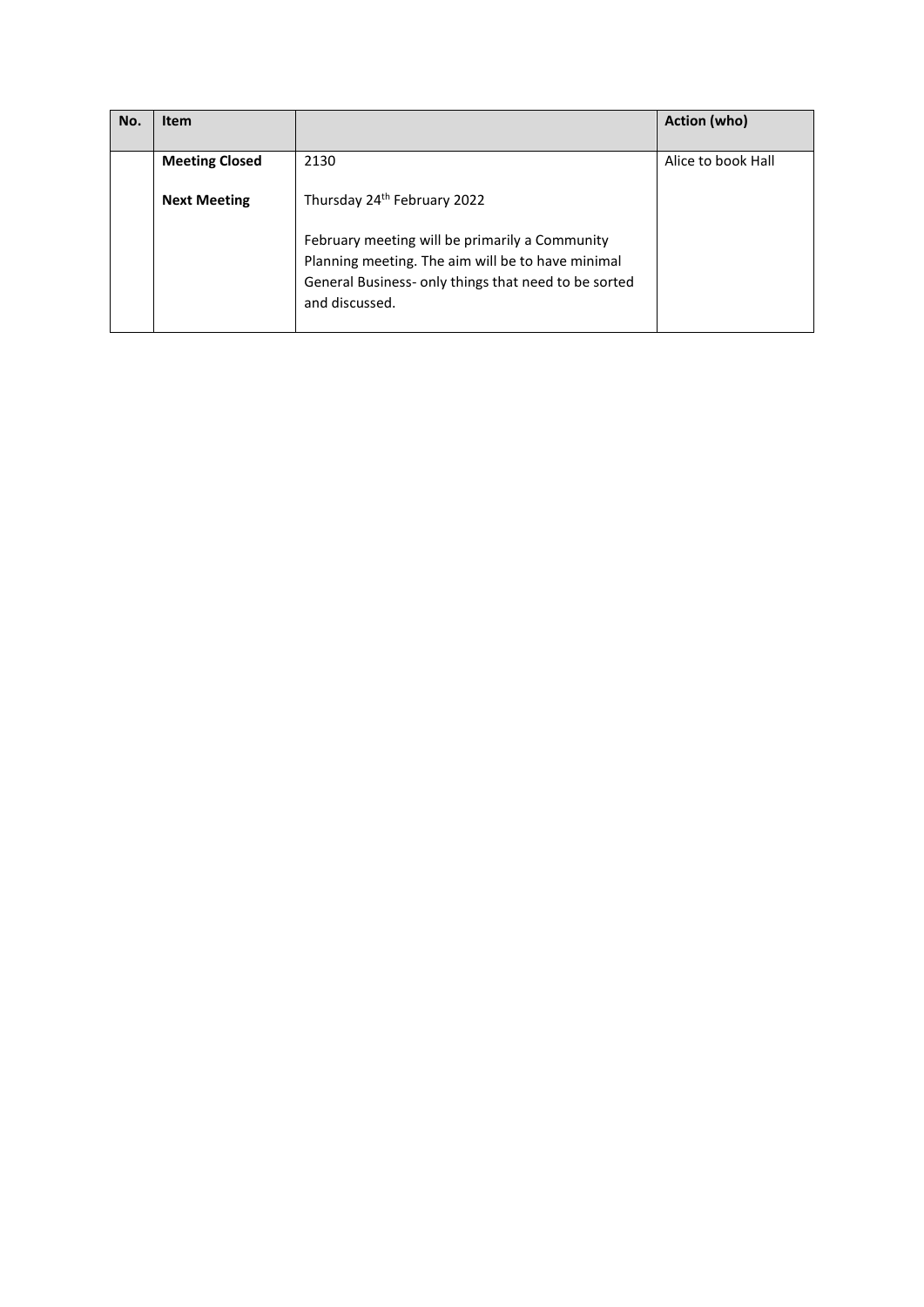| No. | Item | | Action (who) |
|---|---|---|---|
| | **Meeting Closed**<br><br>**Next Meeting** | 2130<br><br>Thursday 24th February 2022<br><br>February meeting will be primarily a Community Planning meeting. The aim will be to have minimal General Business- only things that need to be sorted and discussed. | Alice to book Hall |